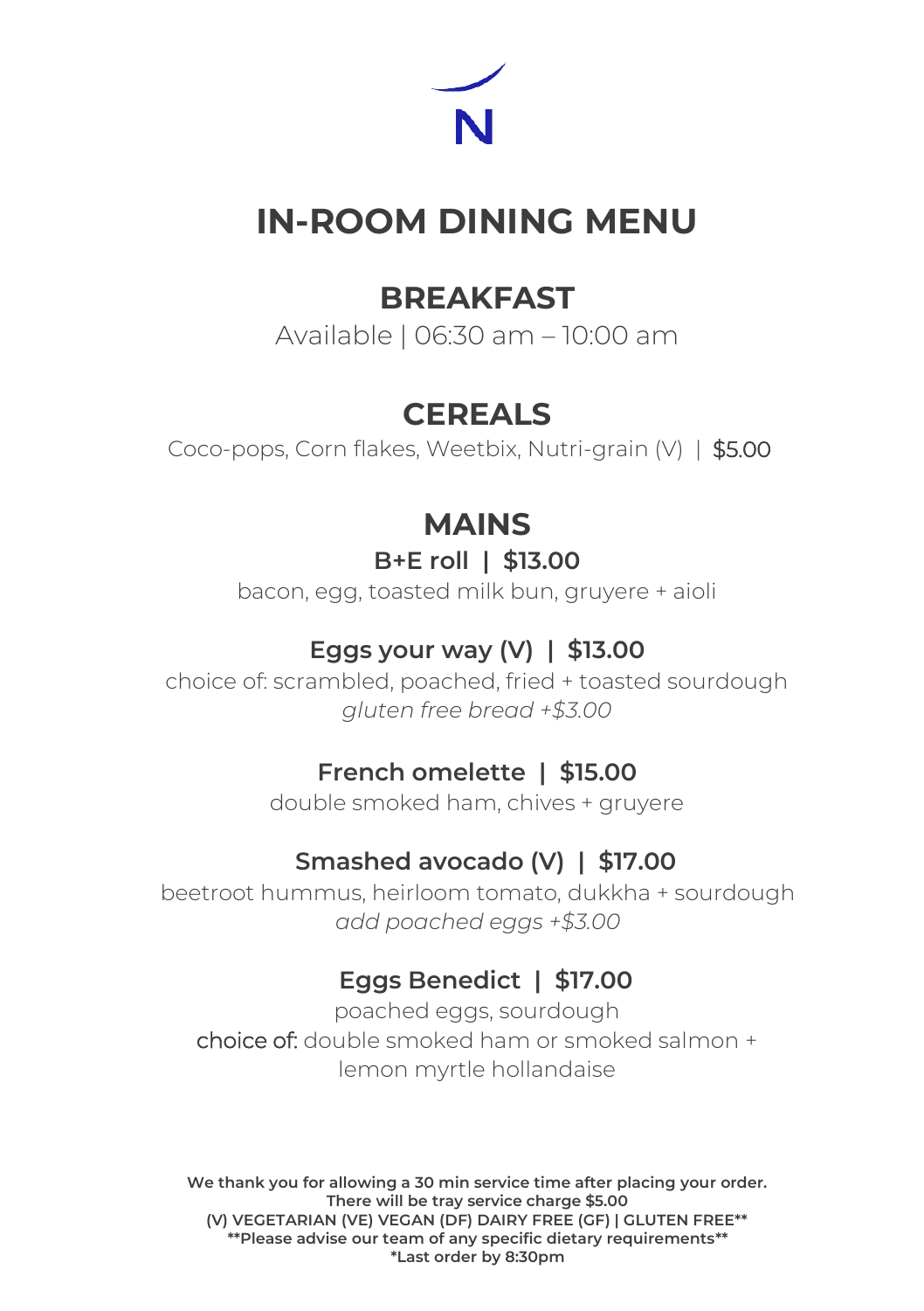N

# IN-ROOM DINING MENU

## BREAKFAST

Available | 06:30 am – 10:00 am

## CEREALS

Coco-pops, Corn flakes, Weetbix, Nutri-grain (V) | $5.00

## MAINS

### B+E roll | $13.00

bacon, egg, toasted milk bun, gruyere + aioli

### Eggs your way (V) | $13.00

choice of: scrambled, poached, fried + toasted sourdough
*gluten free bread +$3.00*

### French omelette | $15.00

double smoked ham, chives + gruyere

### Smashed avocado (V) | $17.00

beetroot hummus, heirloom tomato, dukkha + sourdough
*add poached eggs +$3.00*

### Eggs Benedict | $17.00

poached eggs, sourdough
choice of: double smoked ham or smoked salmon + lemon myrtle hollandaise

**We thank you for allowing a 30 min service time after placing your order.**
**There will be tray service charge $5.00**
**(V) VEGETARIAN (VE) VEGAN (DF) DAIRY FREE (GF) | GLUTEN FREE****
****Please advise our team of any specific dietary requirements****
***Last order by 8:30pm**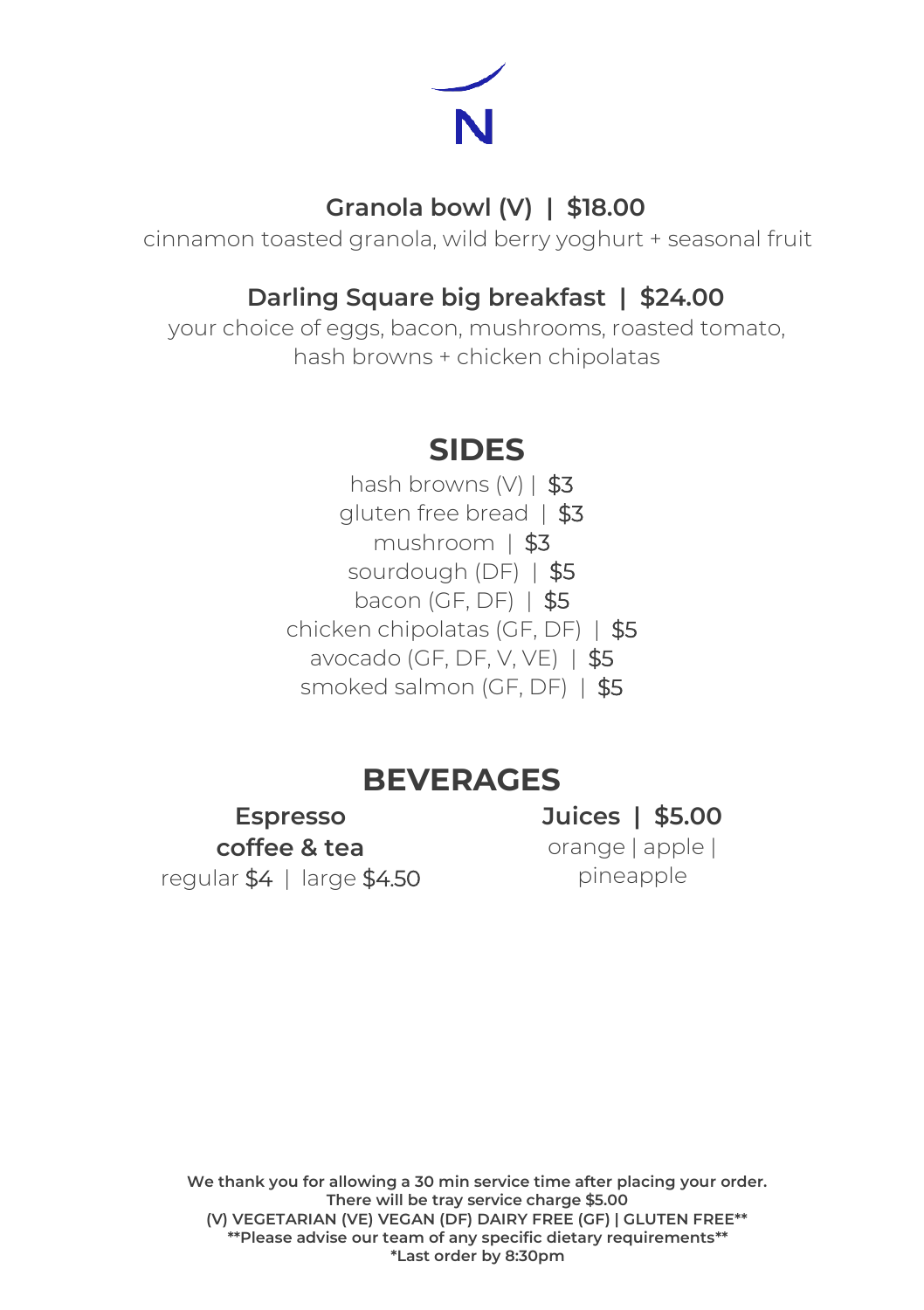N

**Granola bowl (V) | $18.00**

cinnamon toasted granola, wild berry yoghurt + seasonal fruit

**Darling Square big breakfast | $24.00**

your choice of eggs, bacon, mushrooms, roasted tomato, hash browns + chicken chipolatas

## SIDES

hash browns (V) | $3
gluten free bread | $3
mushroom | $3
sourdough (DF) | $5
bacon (GF, DF) | $5
chicken chipolatas (GF, DF) | $5
avocado (GF, DF, V, VE) | $5
smoked salmon (GF, DF) | $5

## BEVERAGES

**Espresso coffee & tea**

regular $4 | large $4.50

**Juices | $5.00**

orange | apple | pineapple

**We thank you for allowing a 30 min service time after placing your order.**
**There will be tray service charge $5.00**
**(V) VEGETARIAN (VE) VEGAN (DF) DAIRY FREE (GF) | GLUTEN FREE****
****Please advise our team of any specific dietary requirements****
***Last order by 8:30pm**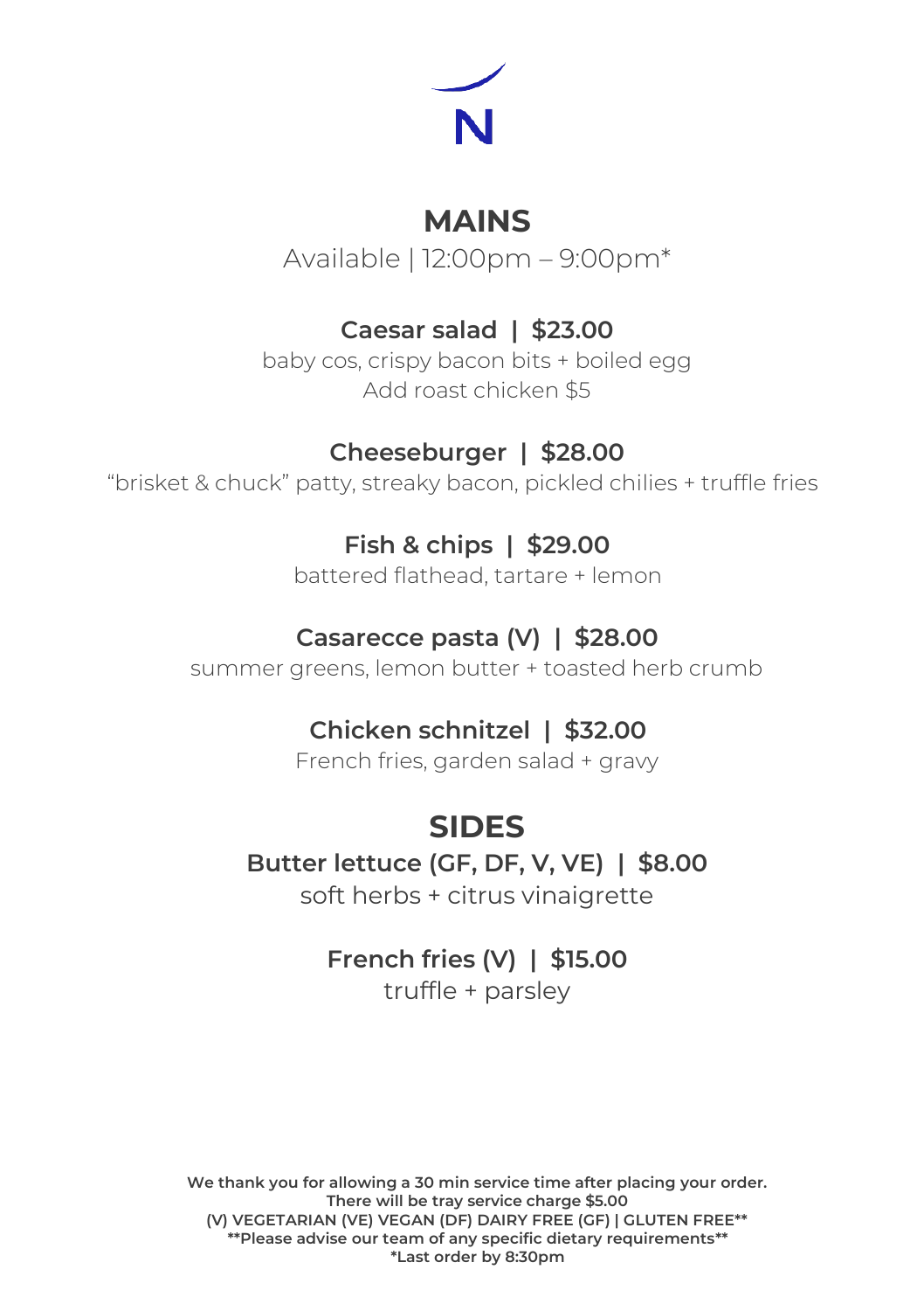N

# MAINS

Available | 12:00pm – 9:00pm*

**Caesar salad | $23.00**
baby cos, crispy bacon bits + boiled egg
Add roast chicken $5

**Cheeseburger | $28.00**
"brisket & chuck" patty, streaky bacon, pickled chilies + truffle fries

**Fish & chips | $29.00**
battered flathead, tartare + lemon

**Casarecce pasta (V) | $28.00**
summer greens, lemon butter + toasted herb crumb

**Chicken schnitzel | $32.00**
French fries, garden salad + gravy

# SIDES

**Butter lettuce (GF, DF, V, VE) | $8.00**
soft herbs + citrus vinaigrette

**French fries (V) | $15.00**
truffle + parsley

**We thank you for allowing a 30 min service time after placing your order.**
**There will be tray service charge $5.00**
**(V) VEGETARIAN (VE) VEGAN (DF) DAIRY FREE (GF) | GLUTEN FREE****
****Please advise our team of any specific dietary requirements****
***Last order by 8:30pm**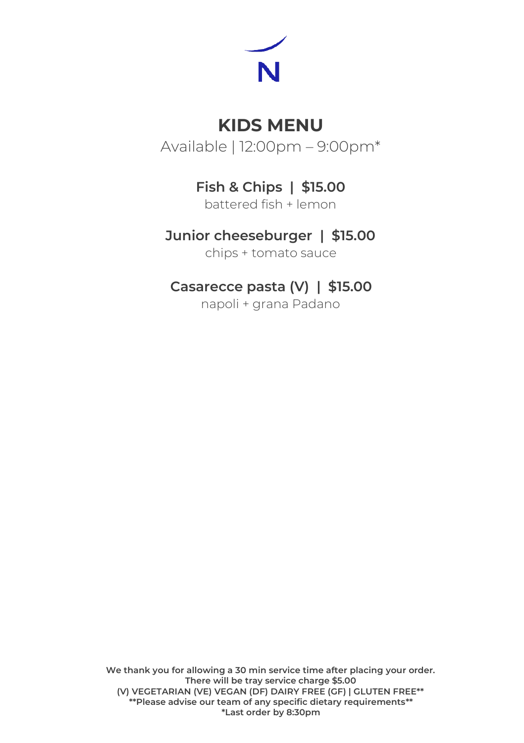N

# KIDS MENU

Available | 12:00pm – 9:00pm*

**Fish & Chips | $15.00**
battered fish + lemon

**Junior cheeseburger | $15.00**
chips + tomato sauce

**Casarecce pasta (V) | $15.00**
napoli + grana Padano

**We thank you for allowing a 30 min service time after placing your order.**
**There will be tray service charge $5.00**
**(V) VEGETARIAN (VE) VEGAN (DF) DAIRY FREE (GF) | GLUTEN FREE****
****Please advise our team of any specific dietary requirements****
***Last order by 8:30pm**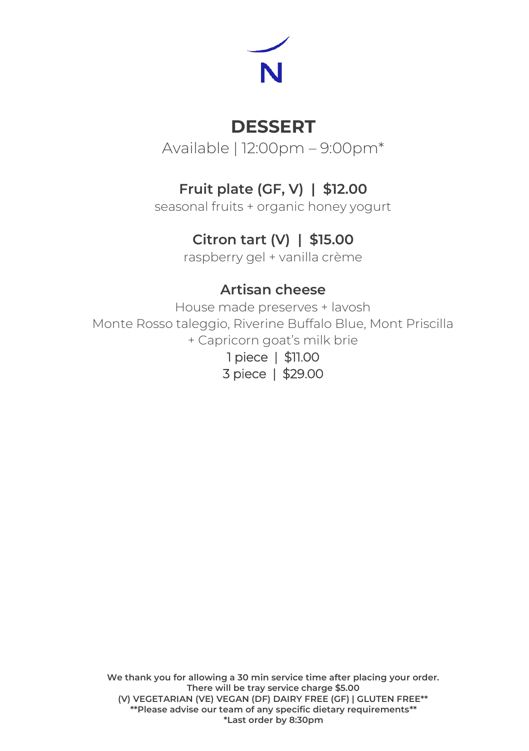# DESSERT

Available | 12:00pm – 9:00pm*

## Fruit plate (GF, V) | $12.00

seasonal fruits + organic honey yogurt

## Citron tart (V) | $15.00

raspberry gel + vanilla crème

## Artisan cheese

House made preserves + lavosh
Monte Rosso taleggio, Riverine Buffalo Blue, Mont Priscilla + Capricorn goat's milk brie

1 piece | $11.00
3 piece | $29.00

**We thank you for allowing a 30 min service time after placing your order.**
**There will be tray service charge $5.00**
**(V) VEGETARIAN (VE) VEGAN (DF) DAIRY FREE (GF) | GLUTEN FREE****
****Please advise our team of any specific dietary requirements****
***Last order by 8:30pm**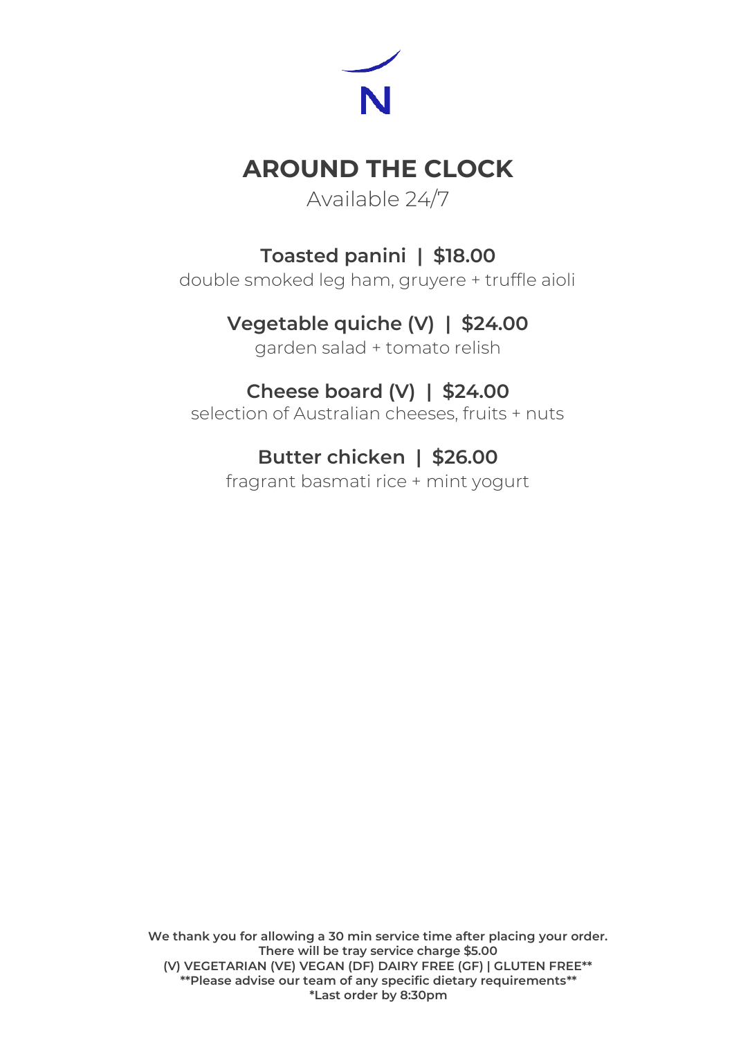N

# AROUND THE CLOCK

Available 24/7

**Toasted panini | $18.00**

double smoked leg ham, gruyere + truffle aioli

**Vegetable quiche (V) | $24.00**

garden salad + tomato relish

**Cheese board (V) | $24.00**

selection of Australian cheeses, fruits + nuts

**Butter chicken | $26.00**

fragrant basmati rice + mint yogurt

**We thank you for allowing a 30 min service time after placing your order.**
**There will be tray service charge $5.00**
**(V) VEGETARIAN (VE) VEGAN (DF) DAIRY FREE (GF) | GLUTEN FREE****
****Please advise our team of any specific dietary requirements****
***Last order by 8:30pm**